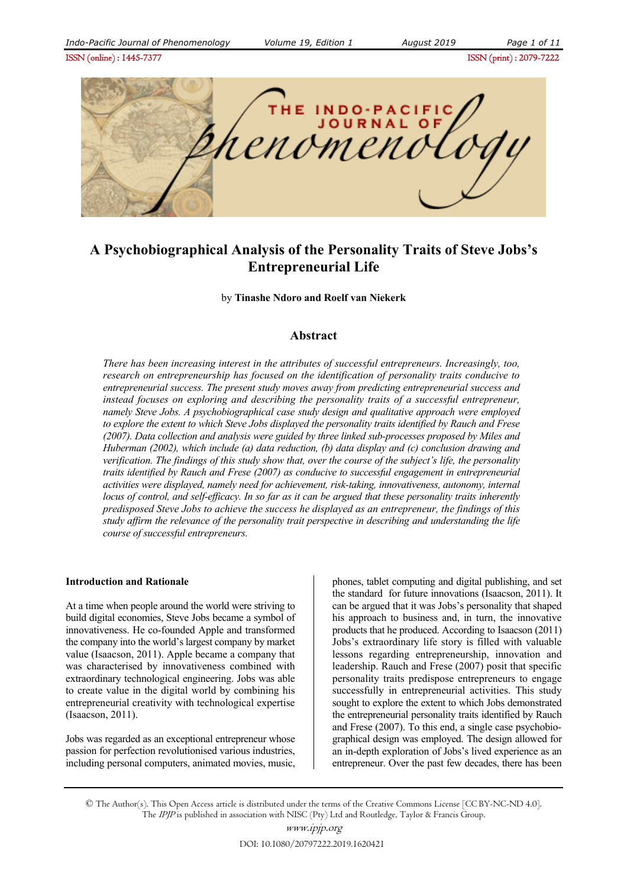# A Psychobiographical Analysis of the Personality Traits of Steve Jobs's Entrepreneurial Life

by **Tinashe Ndoro and Roelf van Niekerk**

## Abstract

*There has been increasing interest in the attributes of successful entrepreneurs. Increasingly, too, research on entrepreneurship has focused on the identification of personality traits conducive to entrepreneurial success. The present study moves away from predicting entrepreneurial success and instead focuses on exploring and describing the personality traits of a successful entrepreneur, namely Steve Jobs. A psychobiographical case study design and qualitative approach were employed to explore the extent to which Steve Jobs displayed the personality traits identified by Rauch and Frese (2007). Data collection and analysis were guided by three linked sub-processes proposed by Miles and Huberman (2002), which include (a) data reduction, (b) data display and (c) conclusion drawing and verification. The findings of this study show that, over the course of the subject's life, the personality traits identified by Rauch and Frese (2007) as conducive to successful engagement in entrepreneurial activities were displayed, namely need for achievement, risk-taking, innovativeness, autonomy, internal locus of control, and self-efficacy. In so far as it can be argued that these personality traits inherently predisposed Steve Jobs to achieve the success he displayed as an entrepreneur, the findings of this study affirm the relevance of the personality trait perspective in describing and understanding the life course of successful entrepreneurs.*

### Introduction and Rationale

At a time when people around the world were striving to build digital economies, Steve Jobs became a symbol of innovativeness. He co-founded Apple and transformed the company into the world's largest company by market value (Isaacson, 2011). Apple became a company that was characterised by innovativeness combined with extraordinary technological engineering. Jobs was able to create value in the digital world by combining his entrepreneurial creativity with technological expertise (Isaacson, 2011).

Jobs was regarded as an exceptional entrepreneur whose passion for perfection revolutionised various industries, including personal computers, animated movies, music, phones, tablet computing and digital publishing, and set the standard for future innovations (Isaacson, 2011). It can be argued that it was Jobs's personality that shaped his approach to business and, in turn, the innovative products that he produced. According to Isaacson (2011) Jobs's extraordinary life story is filled with valuable lessons regarding entrepreneurship, innovation and leadership. Rauch and Frese (2007) posit that specific personality traits predispose entrepreneurs to engage successfully in entrepreneurial activities. This study sought to explore the extent to which Jobs demonstrated the entrepreneurial personality traits identified by Rauch and Frese (2007). To this end, a single case psychobiographical design was employed. The design allowed for an in-depth exploration of Jobs's lived experience as an entrepreneur. Over the past few decades, there has been

© The Author(s). This Open Access article is distributed under the terms of the Creative Commons License [CC BY-NC-ND 4.0]. The *IPJP* is published in association with NISC (Pty) Ltd and Routledge, Taylor & Francis Group.

www.ipjp.org

DOI: 10.1080/20797222.2019.1620421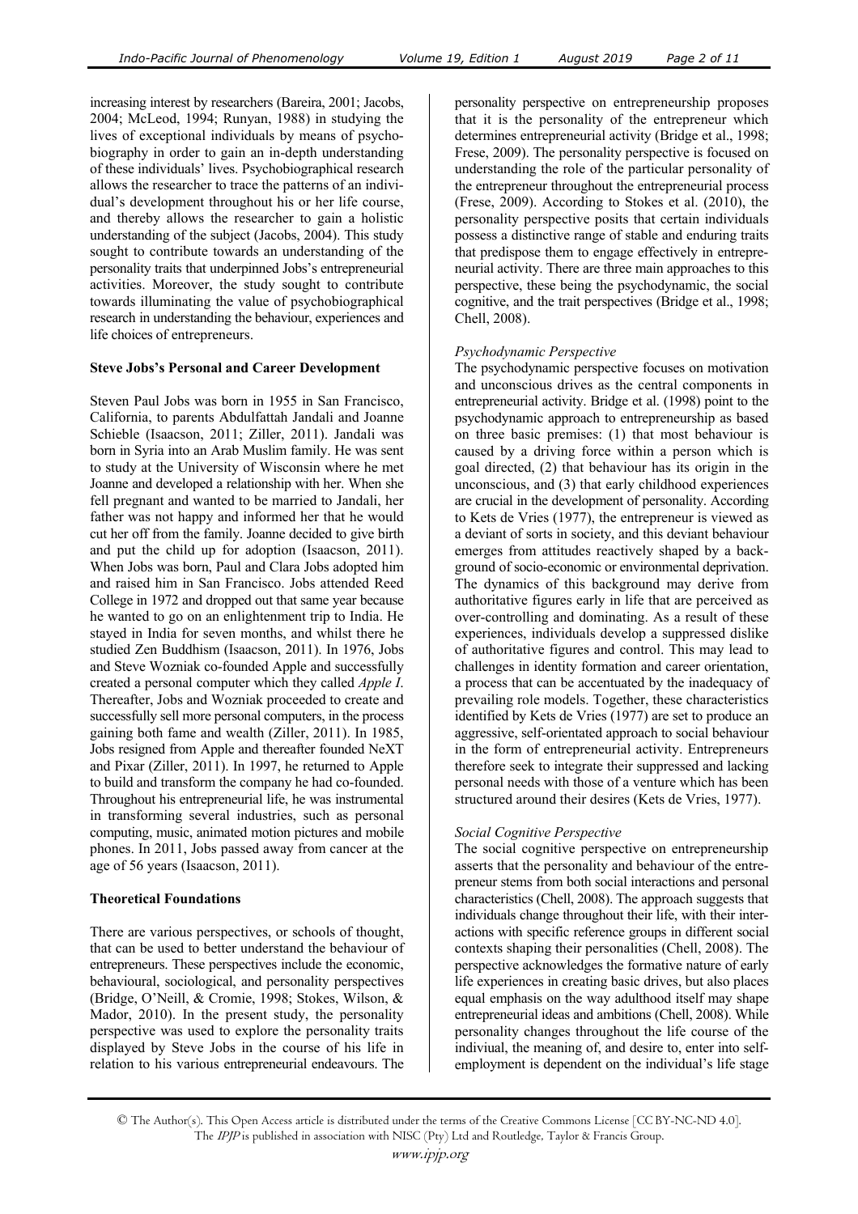increasing interest by researchers (Bareira, 2001; Jacobs, 2004; McLeod, 1994; Runyan, 1988) in studying the lives of exceptional individuals by means of psychobiography in order to gain an in-depth understanding of these individuals' lives. Psychobiographical research allows the researcher to trace the patterns of an individual's development throughout his or her life course, and thereby allows the researcher to gain a holistic understanding of the subject (Jacobs, 2004). This study sought to contribute towards an understanding of the personality traits that underpinned Jobs's entrepreneurial activities. Moreover, the study sought to contribute towards illuminating the value of psychobiographical research in understanding the behaviour, experiences and life choices of entrepreneurs.

## Steve Jobs's Personal and Career Development

Steven Paul Jobs was born in 1955 in San Francisco, California, to parents Abdulfattah Jandali and Joanne Schieble (Isaacson, 2011; Ziller, 2011). Jandali was born in Syria into an Arab Muslim family. He was sent to study at the University of Wisconsin where he met Joanne and developed a relationship with her. When she fell pregnant and wanted to be married to Jandali, her father was not happy and informed her that he would cut her off from the family. Joanne decided to give birth and put the child up for adoption (Isaacson, 2011). When Jobs was born, Paul and Clara Jobs adopted him and raised him in San Francisco. Jobs attended Reed College in 1972 and dropped out that same year because he wanted to go on an enlightenment trip to India. He stayed in India for seven months, and whilst there he studied Zen Buddhism (Isaacson, 2011). In 1976, Jobs and Steve Wozniak co-founded Apple and successfully created a personal computer which they called *Apple I*. Thereafter, Jobs and Wozniak proceeded to create and successfully sell more personal computers, in the process gaining both fame and wealth (Ziller, 2011). In 1985, Jobs resigned from Apple and thereafter founded NeXT and Pixar (Ziller, 2011). In 1997, he returned to Apple to build and transform the company he had co-founded. Throughout his entrepreneurial life, he was instrumental in transforming several industries, such as personal computing, music, animated motion pictures and mobile phones. In 2011, Jobs passed away from cancer at the age of 56 years (Isaacson, 2011).

## Theoretical Foundations

There are various perspectives, or schools of thought, that can be used to better understand the behaviour of entrepreneurs. These perspectives include the economic, behavioural, sociological, and personality perspectives (Bridge, O'Neill, & Cromie, 1998; Stokes, Wilson, & Mador, 2010). In the present study, the personality perspective was used to explore the personality traits displayed by Steve Jobs in the course of his life in relation to his various entrepreneurial endeavours. The personality perspective on entrepreneurship proposes that it is the personality of the entrepreneur which determines entrepreneurial activity (Bridge et al., 1998; Frese, 2009). The personality perspective is focused on understanding the role of the particular personality of the entrepreneur throughout the entrepreneurial process (Frese, 2009). According to Stokes et al. (2010), the personality perspective posits that certain individuals possess a distinctive range of stable and enduring traits that predispose them to engage effectively in entrepreneurial activity. There are three main approaches to this perspective, these being the psychodynamic, the social cognitive, and the trait perspectives (Bridge et al., 1998; Chell, 2008).

### *Psychodynamic Perspective*

The psychodynamic perspective focuses on motivation and unconscious drives as the central components in entrepreneurial activity. Bridge et al. (1998) point to the psychodynamic approach to entrepreneurship as based on three basic premises: (1) that most behaviour is caused by a driving force within a person which is goal directed, (2) that behaviour has its origin in the unconscious, and (3) that early childhood experiences are crucial in the development of personality. According to Kets de Vries (1977), the entrepreneur is viewed as a deviant of sorts in society, and this deviant behaviour emerges from attitudes reactively shaped by a background of socio-economic or environmental deprivation. The dynamics of this background may derive from authoritative figures early in life that are perceived as over-controlling and dominating. As a result of these experiences, individuals develop a suppressed dislike of authoritative figures and control. This may lead to challenges in identity formation and career orientation, a process that can be accentuated by the inadequacy of prevailing role models. Together, these characteristics identified by Kets de Vries (1977) are set to produce an aggressive, self-orientated approach to social behaviour in the form of entrepreneurial activity. Entrepreneurs therefore seek to integrate their suppressed and lacking personal needs with those of a venture which has been structured around their desires (Kets de Vries, 1977).

### *Social Cognitive Perspective*

The social cognitive perspective on entrepreneurship asserts that the personality and behaviour of the entrepreneur stems from both social interactions and personal characteristics (Chell, 2008). The approach suggests that individuals change throughout their life, with their interactions with specific reference groups in different social contexts shaping their personalities (Chell, 2008). The perspective acknowledges the formative nature of early life experiences in creating basic drives, but also places equal emphasis on the way adulthood itself may shape entrepreneurial ideas and ambitions (Chell, 2008). While personality changes throughout the life course of the indiviual, the meaning of, and desire to, enter into self-employment is dependent on the individual's life stage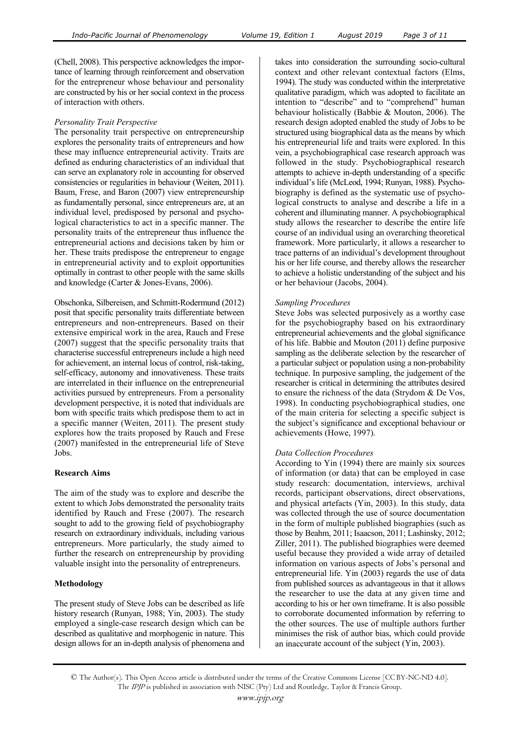(Chell, 2008). This perspective acknowledges the importance of learning through reinforcement and observation for the entrepreneur whose behaviour and personality are constructed by his or her social context in the process of interaction with others.

*Personality Trait Perspective*

The personality trait perspective on entrepreneurship explores the personality traits of entrepreneurs and how these may influence entrepreneurial activity. Traits are defined as enduring characteristics of an individual that can serve an explanatory role in accounting for observed consistencies or regularities in behaviour (Weiten, 2011). Baum, Frese, and Baron (2007) view entrepreneurship as fundamentally personal, since entrepreneurs are, at an individual level, predisposed by personal and psychological characteristics to act in a specific manner. The personality traits of the entrepreneur thus influence the entrepreneurial actions and decisions taken by him or her. These traits predispose the entrepreneur to engage in entrepreneurial activity and to exploit opportunities optimally in contrast to other people with the same skills and knowledge (Carter & Jones-Evans, 2006).

Obschonka, Silbereisen, and Schmitt-Rodermund (2012) posit that specific personality traits differentiate between entrepreneurs and non-entrepreneurs. Based on their extensive empirical work in the area, Rauch and Frese (2007) suggest that the specific personality traits that characterise successful entrepreneurs include a high need for achievement, an internal locus of control, risk-taking, self-efficacy, autonomy and innovativeness. These traits are interrelated in their influence on the entrepreneurial activities pursued by entrepreneurs. From a personality development perspective, it is noted that individuals are born with specific traits which predispose them to act in a specific manner (Weiten, 2011). The present study explores how the traits proposed by Rauch and Frese (2007) manifested in the entrepreneurial life of Steve Jobs.

## Research Aims

The aim of the study was to explore and describe the extent to which Jobs demonstrated the personality traits identified by Rauch and Frese (2007). The research sought to add to the growing field of psychobiography research on extraordinary individuals, including various entrepreneurs. More particularly, the study aimed to further the research on entrepreneurship by providing valuable insight into the personality of entrepreneurs.

## Methodology

The present study of Steve Jobs can be described as life history research (Runyan, 1988; Yin, 2003). The study employed a single-case research design which can be described as qualitative and morphogenic in nature. This design allows for an in-depth analysis of phenomena and takes into consideration the surrounding socio-cultural context and other relevant contextual factors (Elms, 1994). The study was conducted within the interpretative qualitative paradigm, which was adopted to facilitate an intention to "describe" and to "comprehend" human behaviour holistically (Babbie & Mouton, 2006). The research design adopted enabled the study of Jobs to be structured using biographical data as the means by which his entrepreneurial life and traits were explored. In this vein, a psychobiographical case research approach was followed in the study. Psychobiographical research attempts to achieve in-depth understanding of a specific individual's life (McLeod, 1994; Runyan, 1988). Psychobiography is defined as the systematic use of psychological constructs to analyse and describe a life in a coherent and illuminating manner. A psychobiographical study allows the researcher to describe the entire life course of an individual using an overarching theoretical framework. More particularly, it allows a researcher to trace patterns of an individual's development throughout his or her life course, and thereby allows the researcher to achieve a holistic understanding of the subject and his or her behaviour (Jacobs, 2004).

*Sampling Procedures*

Steve Jobs was selected purposively as a worthy case for the psychobiography based on his extraordinary entrepreneurial achievements and the global significance of his life. Babbie and Mouton (2011) define purposive sampling as the deliberate selection by the researcher of a particular subject or population using a non-probability technique. In purposive sampling, the judgement of the researcher is critical in determining the attributes desired to ensure the richness of the data (Strydom & De Vos, 1998). In conducting psychobiographical studies, one of the main criteria for selecting a specific subject is the subject's significance and exceptional behaviour or achievements (Howe, 1997).

*Data Collection Procedures*

According to Yin (1994) there are mainly six sources of information (or data) that can be employed in case study research: documentation, interviews, archival records, participant observations, direct observations, and physical artefacts (Yin, 2003). In this study, data was collected through the use of source documentation in the form of multiple published biographies (such as those by Beahm, 2011; Isaacson, 2011; Lashinsky, 2012; Ziller, 2011). The published biographies were deemed useful because they provided a wide array of detailed information on various aspects of Jobs's personal and entrepreneurial life. Yin (2003) regards the use of data from published sources as advantageous in that it allows the researcher to use the data at any given time and according to his or her own timeframe. It is also possible to corroborate documented information by referring to the other sources. The use of multiple authors further minimises the risk of author bias, which could provide an inaccurate account of the subject (Yin, 2003).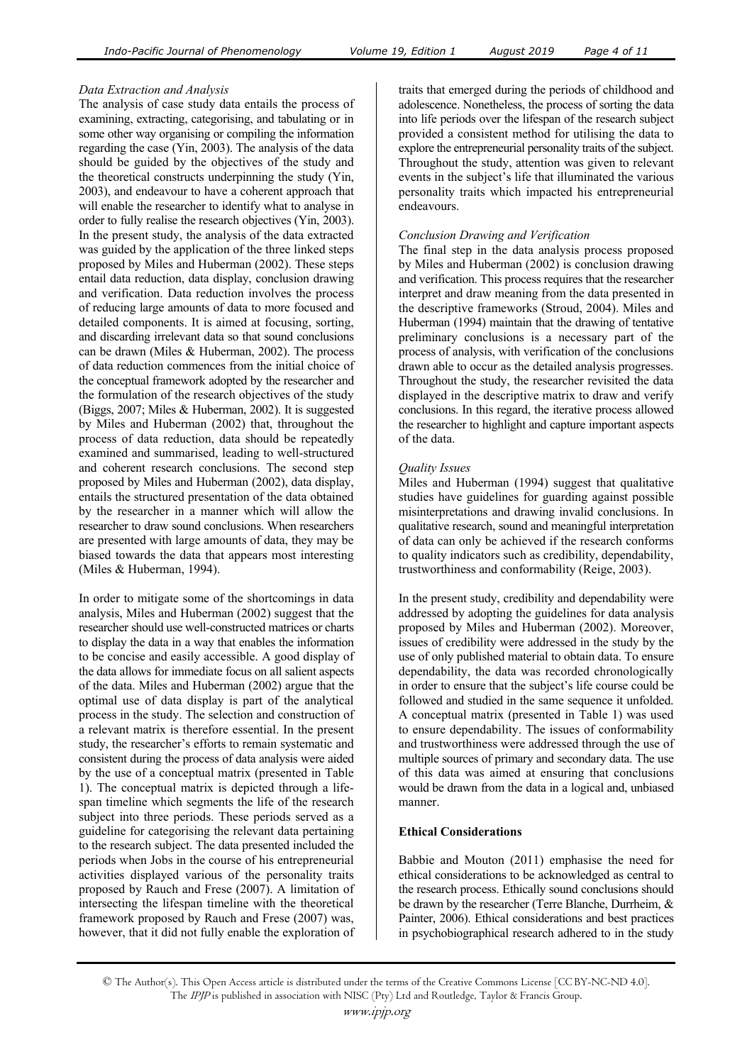*Data Extraction and Analysis*

The analysis of case study data entails the process of examining, extracting, categorising, and tabulating or in some other way organising or compiling the information regarding the case (Yin, 2003). The analysis of the data should be guided by the objectives of the study and the theoretical constructs underpinning the study (Yin, 2003), and endeavour to have a coherent approach that will enable the researcher to identify what to analyse in order to fully realise the research objectives (Yin, 2003). In the present study, the analysis of the data extracted was guided by the application of the three linked steps proposed by Miles and Huberman (2002). These steps entail data reduction, data display, conclusion drawing and verification. Data reduction involves the process of reducing large amounts of data to more focused and detailed components. It is aimed at focusing, sorting, and discarding irrelevant data so that sound conclusions can be drawn (Miles & Huberman, 2002). The process of data reduction commences from the initial choice of the conceptual framework adopted by the researcher and the formulation of the research objectives of the study (Biggs, 2007; Miles & Huberman, 2002). It is suggested by Miles and Huberman (2002) that, throughout the process of data reduction, data should be repeatedly examined and summarised, leading to well-structured and coherent research conclusions. The second step proposed by Miles and Huberman (2002), data display, entails the structured presentation of the data obtained by the researcher in a manner which will allow the researcher to draw sound conclusions. When researchers are presented with large amounts of data, they may be biased towards the data that appears most interesting (Miles & Huberman, 1994).

In order to mitigate some of the shortcomings in data analysis, Miles and Huberman (2002) suggest that the researcher should use well-constructed matrices or charts to display the data in a way that enables the information to be concise and easily accessible. A good display of the data allows for immediate focus on all salient aspects of the data. Miles and Huberman (2002) argue that the optimal use of data display is part of the analytical process in the study. The selection and construction of a relevant matrix is therefore essential. In the present study, the researcher's efforts to remain systematic and consistent during the process of data analysis were aided by the use of a conceptual matrix (presented in Table 1). The conceptual matrix is depicted through a life-span timeline which segments the life of the research subject into three periods. These periods served as a guideline for categorising the relevant data pertaining to the research subject. The data presented included the periods when Jobs in the course of his entrepreneurial activities displayed various of the personality traits proposed by Rauch and Frese (2007). A limitation of intersecting the lifespan timeline with the theoretical framework proposed by Rauch and Frese (2007) was, however, that it did not fully enable the exploration of traits that emerged during the periods of childhood and adolescence. Nonetheless, the process of sorting the data into life periods over the lifespan of the research subject provided a consistent method for utilising the data to explore the entrepreneurial personality traits of the subject. Throughout the study, attention was given to relevant events in the subject's life that illuminated the various personality traits which impacted his entrepreneurial endeavours.

*Conclusion Drawing and Verification*

The final step in the data analysis process proposed by Miles and Huberman (2002) is conclusion drawing and verification. This process requires that the researcher interpret and draw meaning from the data presented in the descriptive frameworks (Stroud, 2004). Miles and Huberman (1994) maintain that the drawing of tentative preliminary conclusions is a necessary part of the process of analysis, with verification of the conclusions drawn able to occur as the detailed analysis progresses. Throughout the study, the researcher revisited the data displayed in the descriptive matrix to draw and verify conclusions. In this regard, the iterative process allowed the researcher to highlight and capture important aspects of the data.

*Quality Issues*

Miles and Huberman (1994) suggest that qualitative studies have guidelines for guarding against possible misinterpretations and drawing invalid conclusions. In qualitative research, sound and meaningful interpretation of data can only be achieved if the research conforms to quality indicators such as credibility, dependability, trustworthiness and conformability (Reige, 2003).

In the present study, credibility and dependability were addressed by adopting the guidelines for data analysis proposed by Miles and Huberman (2002). Moreover, issues of credibility were addressed in the study by the use of only published material to obtain data. To ensure dependability, the data was recorded chronologically in order to ensure that the subject's life course could be followed and studied in the same sequence it unfolded. A conceptual matrix (presented in Table 1) was used to ensure dependability. The issues of conformability and trustworthiness were addressed through the use of multiple sources of primary and secondary data. The use of this data was aimed at ensuring that conclusions would be drawn from the data in a logical and, unbiased manner.

**Ethical Considerations**

Babbie and Mouton (2011) emphasise the need for ethical considerations to be acknowledged as central to the research process. Ethically sound conclusions should be drawn by the researcher (Terre Blanche, Durrheim, & Painter, 2006). Ethical considerations and best practices in psychobiographical research adhered to in the study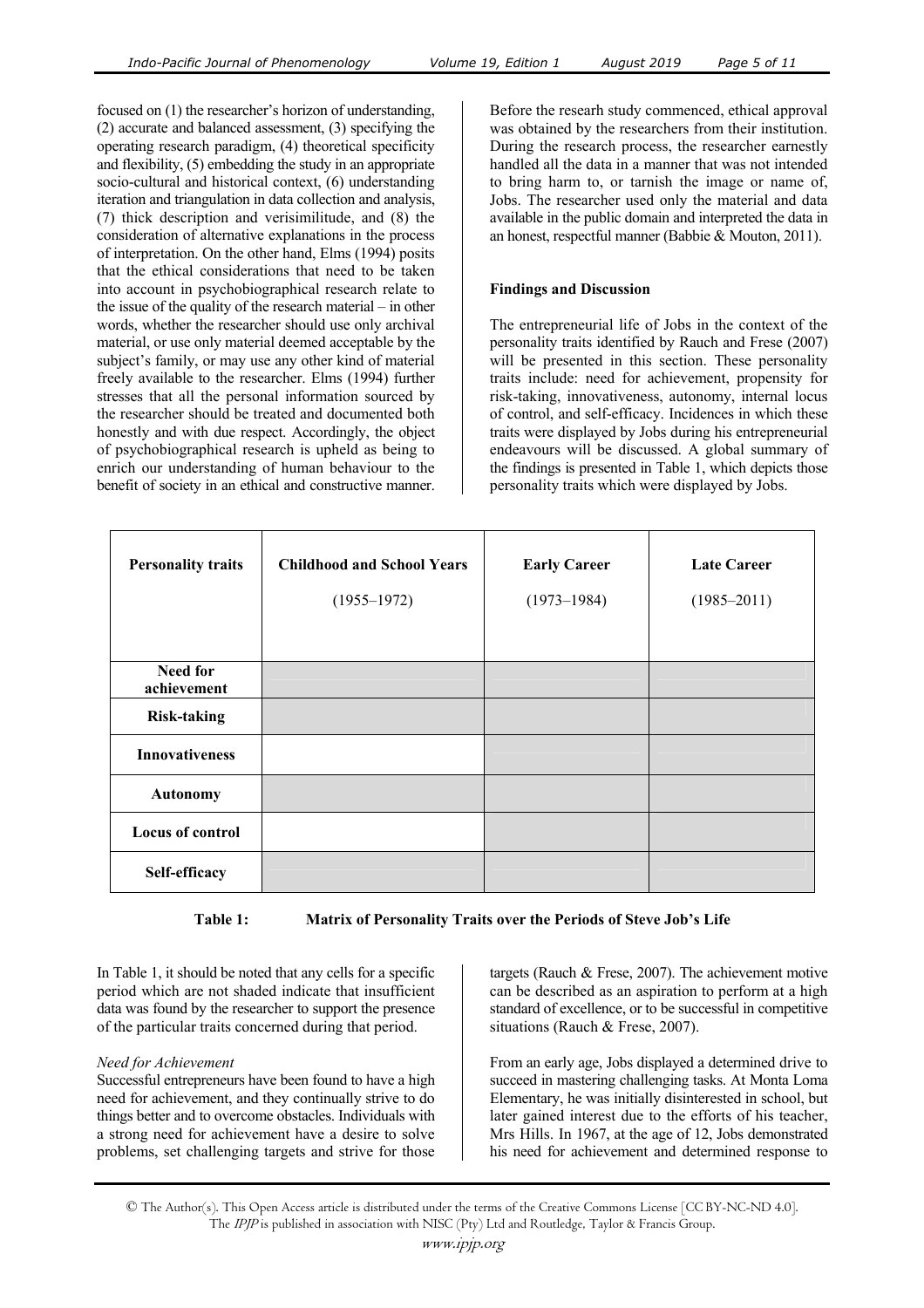focused on (1) the researcher's horizon of understanding, (2) accurate and balanced assessment, (3) specifying the operating research paradigm, (4) theoretical specificity and flexibility, (5) embedding the study in an appropriate socio-cultural and historical context, (6) understanding iteration and triangulation in data collection and analysis, (7) thick description and verisimilitude, and (8) the consideration of alternative explanations in the process of interpretation. On the other hand, Elms (1994) posits that the ethical considerations that need to be taken into account in psychobiographical research relate to the issue of the quality of the research material – in other words, whether the researcher should use only archival material, or use only material deemed acceptable by the subject's family, or may use any other kind of material freely available to the researcher. Elms (1994) further stresses that all the personal information sourced by the researcher should be treated and documented both honestly and with due respect. Accordingly, the object of psychobiographical research is upheld as being to enrich our understanding of human behaviour to the benefit of society in an ethical and constructive manner.

Before the researh study commenced, ethical approval was obtained by the researchers from their institution. During the research process, the researcher earnestly handled all the data in a manner that was not intended to bring harm to, or tarnish the image or name of, Jobs. The researcher used only the material and data available in the public domain and interpreted the data in an honest, respectful manner (Babbie & Mouton, 2011).

## Findings and Discussion

The entrepreneurial life of Jobs in the context of the personality traits identified by Rauch and Frese (2007) will be presented in this section. These personality traits include: need for achievement, propensity for risk-taking, innovativeness, autonomy, internal locus of control, and self-efficacy. Incidences in which these traits were displayed by Jobs during his entrepreneurial endeavours will be discussed. A global summary of the findings is presented in Table 1, which depicts those personality traits which were displayed by Jobs.

| Personality traits | Childhood and School Years (1955–1972) | Early Career (1973–1984) | Late Career (1985–2011) |
|---|---|---|---|
| Need for achievement | | | |
| Risk-taking | | | |
| Innovativeness | | | |
| Autonomy | | | |
| Locus of control | | | |
| Self-efficacy | | | |

**Table 1: Matrix of Personality Traits over the Periods of Steve Job's Life**

In Table 1, it should be noted that any cells for a specific period which are not shaded indicate that insufficient data was found by the researcher to support the presence of the particular traits concerned during that period.

### *Need for Achievement*

Successful entrepreneurs have been found to have a high need for achievement, and they continually strive to do things better and to overcome obstacles. Individuals with a strong need for achievement have a desire to solve problems, set challenging targets and strive for those targets (Rauch & Frese, 2007). The achievement motive can be described as an aspiration to perform at a high standard of excellence, or to be successful in competitive situations (Rauch & Frese, 2007).

From an early age, Jobs displayed a determined drive to succeed in mastering challenging tasks. At Monta Loma Elementary, he was initially disinterested in school, but later gained interest due to the efforts of his teacher, Mrs Hills. In 1967, at the age of 12, Jobs demonstrated his need for achievement and determined response to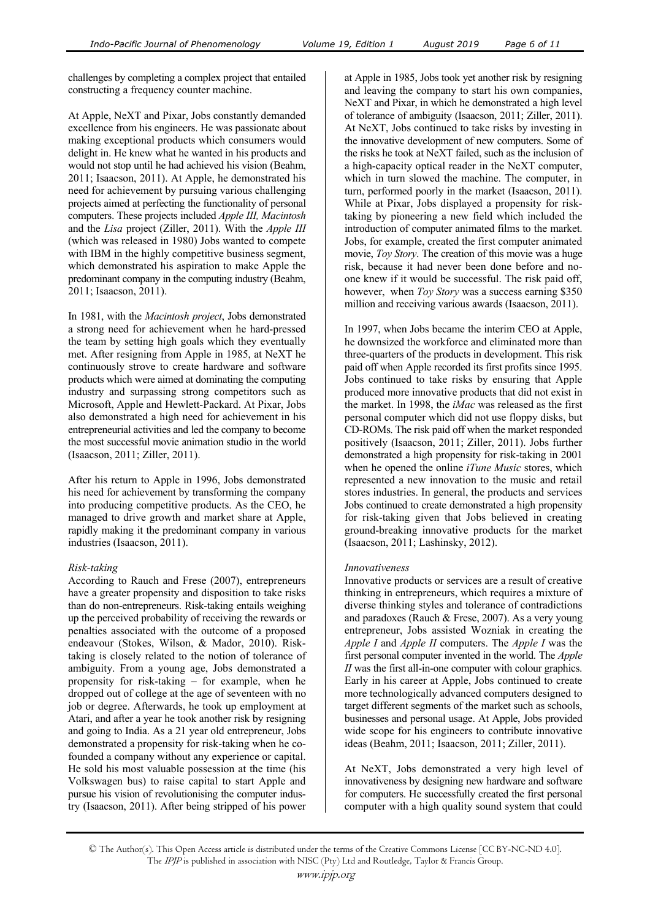challenges by completing a complex project that entailed constructing a frequency counter machine.

At Apple, NeXT and Pixar, Jobs constantly demanded excellence from his engineers. He was passionate about making exceptional products which consumers would delight in. He knew what he wanted in his products and would not stop until he had achieved his vision (Beahm, 2011; Isaacson, 2011). At Apple, he demonstrated his need for achievement by pursuing various challenging projects aimed at perfecting the functionality of personal computers. These projects included *Apple III, Macintosh* and the *Lisa* project (Ziller, 2011). With the *Apple III* (which was released in 1980) Jobs wanted to compete with IBM in the highly competitive business segment, which demonstrated his aspiration to make Apple the predominant company in the computing industry (Beahm, 2011; Isaacson, 2011).

In 1981, with the *Macintosh project*, Jobs demonstrated a strong need for achievement when he hard-pressed the team by setting high goals which they eventually met. After resigning from Apple in 1985, at NeXT he continuously strove to create hardware and software products which were aimed at dominating the computing industry and surpassing strong competitors such as Microsoft, Apple and Hewlett-Packard. At Pixar, Jobs also demonstrated a high need for achievement in his entrepreneurial activities and led the company to become the most successful movie animation studio in the world (Isaacson, 2011; Ziller, 2011).

After his return to Apple in 1996, Jobs demonstrated his need for achievement by transforming the company into producing competitive products. As the CEO, he managed to drive growth and market share at Apple, rapidly making it the predominant company in various industries (Isaacson, 2011).

*Risk-taking*

According to Rauch and Frese (2007), entrepreneurs have a greater propensity and disposition to take risks than do non-entrepreneurs. Risk-taking entails weighing up the perceived probability of receiving the rewards or penalties associated with the outcome of a proposed endeavour (Stokes, Wilson, & Mador, 2010). Risk-taking is closely related to the notion of tolerance of ambiguity. From a young age, Jobs demonstrated a propensity for risk-taking – for example, when he dropped out of college at the age of seventeen with no job or degree. Afterwards, he took up employment at Atari, and after a year he took another risk by resigning and going to India. As a 21 year old entrepreneur, Jobs demonstrated a propensity for risk-taking when he co-founded a company without any experience or capital. He sold his most valuable possession at the time (his Volkswagen bus) to raise capital to start Apple and pursue his vision of revolutionising the computer industry (Isaacson, 2011). After being stripped of his power at Apple in 1985, Jobs took yet another risk by resigning and leaving the company to start his own companies, NeXT and Pixar, in which he demonstrated a high level of tolerance of ambiguity (Isaacson, 2011; Ziller, 2011). At NeXT, Jobs continued to take risks by investing in the innovative development of new computers. Some of the risks he took at NeXT failed, such as the inclusion of a high-capacity optical reader in the NeXT computer, which in turn slowed the machine. The computer, in turn, performed poorly in the market (Isaacson, 2011). While at Pixar, Jobs displayed a propensity for risk-taking by pioneering a new field which included the introduction of computer animated films to the market. Jobs, for example, created the first computer animated movie, *Toy Story*. The creation of this movie was a huge risk, because it had never been done before and no-one knew if it would be successful. The risk paid off, however, when *Toy Story* was a success earning $350 million and receiving various awards (Isaacson, 2011).

In 1997, when Jobs became the interim CEO at Apple, he downsized the workforce and eliminated more than three-quarters of the products in development. This risk paid off when Apple recorded its first profits since 1995. Jobs continued to take risks by ensuring that Apple produced more innovative products that did not exist in the market. In 1998, the *iMac* was released as the first personal computer which did not use floppy disks, but CD-ROMs. The risk paid off when the market responded positively (Isaacson, 2011; Ziller, 2011). Jobs further demonstrated a high propensity for risk-taking in 2001 when he opened the online *iTune Music* stores, which represented a new innovation to the music and retail stores industries. In general, the products and services Jobs continued to create demonstrated a high propensity for risk-taking given that Jobs believed in creating ground-breaking innovative products for the market (Isaacson, 2011; Lashinsky, 2012).

*Innovativeness*

Innovative products or services are a result of creative thinking in entrepreneurs, which requires a mixture of diverse thinking styles and tolerance of contradictions and paradoxes (Rauch & Frese, 2007). As a very young entrepreneur, Jobs assisted Wozniak in creating the *Apple I* and *Apple II* computers. The *Apple I* was the first personal computer invented in the world. The *Apple II* was the first all-in-one computer with colour graphics. Early in his career at Apple, Jobs continued to create more technologically advanced computers designed to target different segments of the market such as schools, businesses and personal usage. At Apple, Jobs provided wide scope for his engineers to contribute innovative ideas (Beahm, 2011; Isaacson, 2011; Ziller, 2011).

At NeXT, Jobs demonstrated a very high level of innovativeness by designing new hardware and software for computers. He successfully created the first personal computer with a high quality sound system that could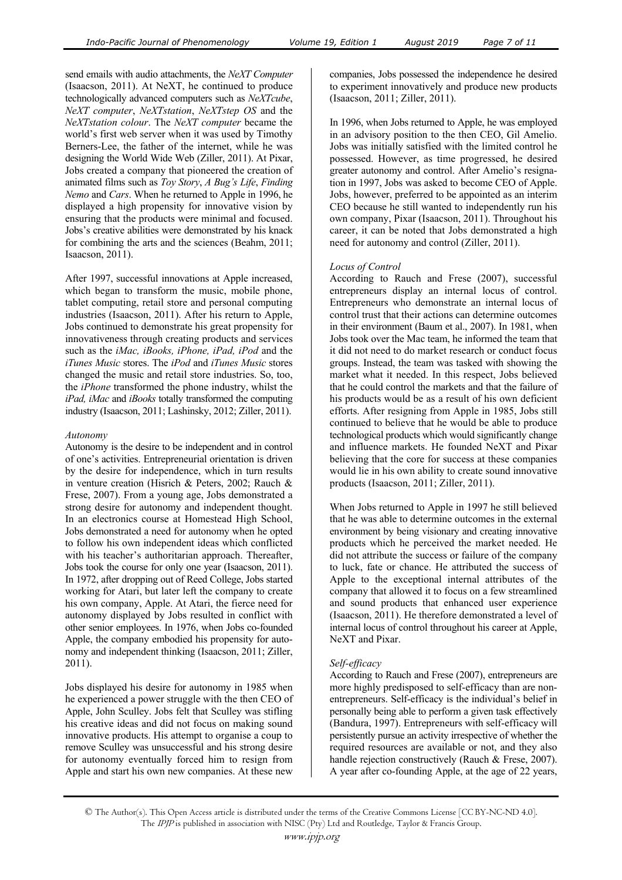send emails with audio attachments, the *NeXT Computer* (Isaacson, 2011). At NeXT, he continued to produce technologically advanced computers such as *NeXTcube*, *NeXT computer*, *NeXTstation*, *NeXTstep OS* and the *NeXTstation colour*. The *NeXT computer* became the world's first web server when it was used by Timothy Berners-Lee, the father of the internet, while he was designing the World Wide Web (Ziller, 2011). At Pixar, Jobs created a company that pioneered the creation of animated films such as *Toy Story*, *A Bug's Life*, *Finding Nemo* and *Cars*. When he returned to Apple in 1996, he displayed a high propensity for innovative vision by ensuring that the products were minimal and focused. Jobs's creative abilities were demonstrated by his knack for combining the arts and the sciences (Beahm, 2011; Isaacson, 2011).

After 1997, successful innovations at Apple increased, which began to transform the music, mobile phone, tablet computing, retail store and personal computing industries (Isaacson, 2011). After his return to Apple, Jobs continued to demonstrate his great propensity for innovativeness through creating products and services such as the *iMac, iBooks, iPhone, iPad, iPod* and the *iTunes Music* stores. The *iPod* and *iTunes Music* stores changed the music and retail store industries. So, too, the *iPhone* transformed the phone industry, whilst the *iPad, iMac* and *iBooks* totally transformed the computing industry (Isaacson, 2011; Lashinsky, 2012; Ziller, 2011).

*Autonomy*

Autonomy is the desire to be independent and in control of one's activities. Entrepreneurial orientation is driven by the desire for independence, which in turn results in venture creation (Hisrich & Peters, 2002; Rauch & Frese, 2007). From a young age, Jobs demonstrated a strong desire for autonomy and independent thought. In an electronics course at Homestead High School, Jobs demonstrated a need for autonomy when he opted to follow his own independent ideas which conflicted with his teacher's authoritarian approach. Thereafter, Jobs took the course for only one year (Isaacson, 2011). In 1972, after dropping out of Reed College, Jobs started working for Atari, but later left the company to create his own company, Apple. At Atari, the fierce need for autonomy displayed by Jobs resulted in conflict with other senior employees. In 1976, when Jobs co-founded Apple, the company embodied his propensity for autonomy and independent thinking (Isaacson, 2011; Ziller, 2011).

Jobs displayed his desire for autonomy in 1985 when he experienced a power struggle with the then CEO of Apple, John Sculley. Jobs felt that Sculley was stifling his creative ideas and did not focus on making sound innovative products. His attempt to organise a coup to remove Sculley was unsuccessful and his strong desire for autonomy eventually forced him to resign from Apple and start his own new companies. At these new companies, Jobs possessed the independence he desired to experiment innovatively and produce new products (Isaacson, 2011; Ziller, 2011).

In 1996, when Jobs returned to Apple, he was employed in an advisory position to the then CEO, Gil Amelio. Jobs was initially satisfied with the limited control he possessed. However, as time progressed, he desired greater autonomy and control. After Amelio's resignation in 1997, Jobs was asked to become CEO of Apple. Jobs, however, preferred to be appointed as an interim CEO because he still wanted to independently run his own company, Pixar (Isaacson, 2011). Throughout his career, it can be noted that Jobs demonstrated a high need for autonomy and control (Ziller, 2011).

*Locus of Control*

According to Rauch and Frese (2007), successful entrepreneurs display an internal locus of control. Entrepreneurs who demonstrate an internal locus of control trust that their actions can determine outcomes in their environment (Baum et al., 2007). In 1981, when Jobs took over the Mac team, he informed the team that it did not need to do market research or conduct focus groups. Instead, the team was tasked with showing the market what it needed. In this respect, Jobs believed that he could control the markets and that the failure of his products would be as a result of his own deficient efforts. After resigning from Apple in 1985, Jobs still continued to believe that he would be able to produce technological products which would significantly change and influence markets. He founded NeXT and Pixar believing that the core for success at these companies would lie in his own ability to create sound innovative products (Isaacson, 2011; Ziller, 2011).

When Jobs returned to Apple in 1997 he still believed that he was able to determine outcomes in the external environment by being visionary and creating innovative products which he perceived the market needed. He did not attribute the success or failure of the company to luck, fate or chance. He attributed the success of Apple to the exceptional internal attributes of the company that allowed it to focus on a few streamlined and sound products that enhanced user experience (Isaacson, 2011). He therefore demonstrated a level of internal locus of control throughout his career at Apple, NeXT and Pixar.

*Self-efficacy*

According to Rauch and Frese (2007), entrepreneurs are more highly predisposed to self-efficacy than are non-entrepreneurs. Self-efficacy is the individual's belief in personally being able to perform a given task effectively (Bandura, 1997). Entrepreneurs with self-efficacy will persistently pursue an activity irrespective of whether the required resources are available or not, and they also handle rejection constructively (Rauch & Frese, 2007). A year after co-founding Apple, at the age of 22 years,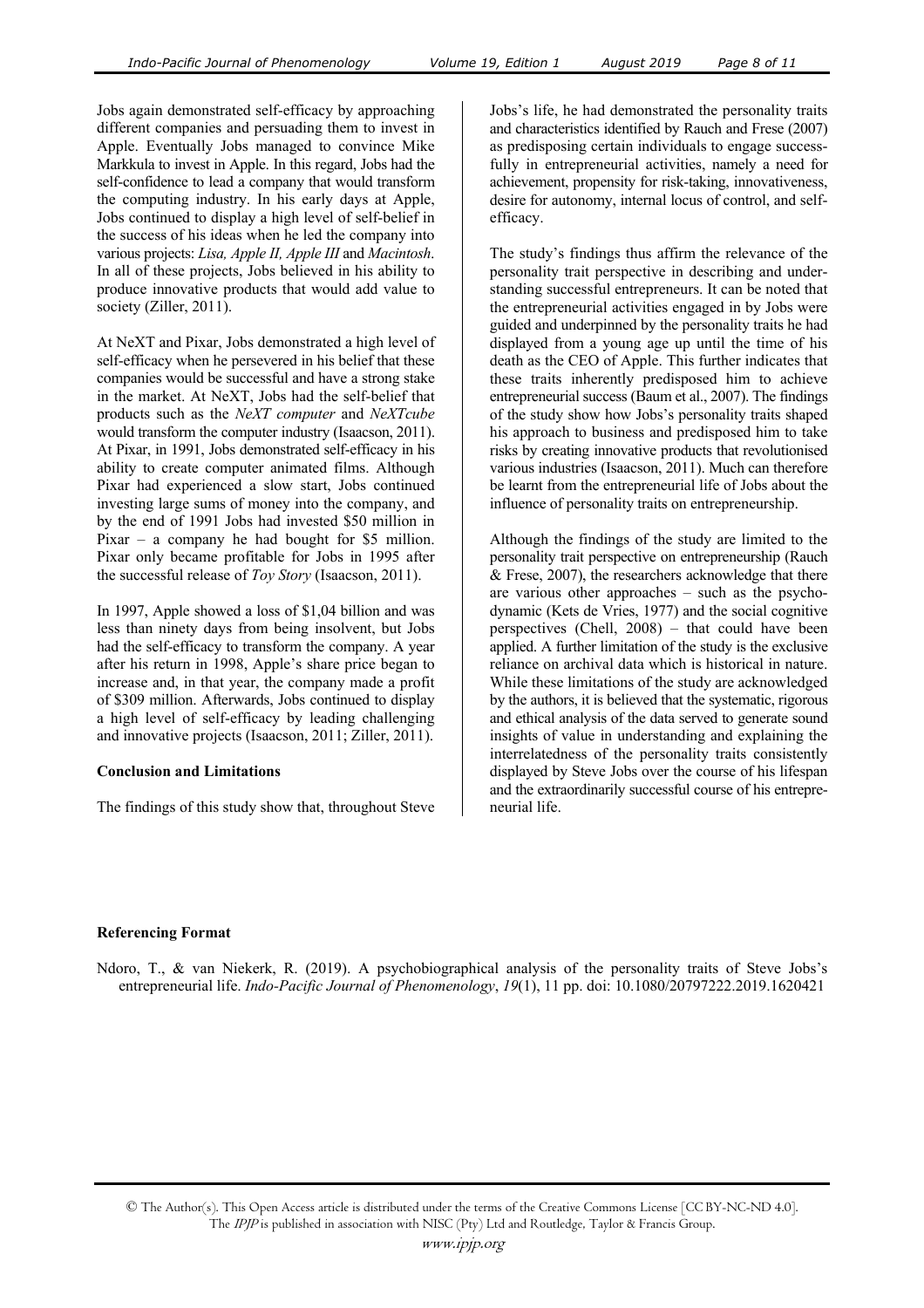Jobs again demonstrated self-efficacy by approaching different companies and persuading them to invest in Apple. Eventually Jobs managed to convince Mike Markkula to invest in Apple. In this regard, Jobs had the self-confidence to lead a company that would transform the computing industry. In his early days at Apple, Jobs continued to display a high level of self-belief in the success of his ideas when he led the company into various projects: *Lisa, Apple II, Apple III* and *Macintosh*. In all of these projects, Jobs believed in his ability to produce innovative products that would add value to society (Ziller, 2011).

At NeXT and Pixar, Jobs demonstrated a high level of self-efficacy when he persevered in his belief that these companies would be successful and have a strong stake in the market. At NeXT, Jobs had the self-belief that products such as the *NeXT computer* and *NeXTcube* would transform the computer industry (Isaacson, 2011). At Pixar, in 1991, Jobs demonstrated self-efficacy in his ability to create computer animated films. Although Pixar had experienced a slow start, Jobs continued investing large sums of money into the company, and by the end of 1991 Jobs had invested \$50 million in Pixar – a company he had bought for \$5 million. Pixar only became profitable for Jobs in 1995 after the successful release of *Toy Story* (Isaacson, 2011).

In 1997, Apple showed a loss of \$1,04 billion and was less than ninety days from being insolvent, but Jobs had the self-efficacy to transform the company. A year after his return in 1998, Apple's share price began to increase and, in that year, the company made a profit of \$309 million. Afterwards, Jobs continued to display a high level of self-efficacy by leading challenging and innovative projects (Isaacson, 2011; Ziller, 2011).

**Conclusion and Limitations**

The findings of this study show that, throughout Steve Jobs's life, he had demonstrated the personality traits and characteristics identified by Rauch and Frese (2007) as predisposing certain individuals to engage successfully in entrepreneurial activities, namely a need for achievement, propensity for risk-taking, innovativeness, desire for autonomy, internal locus of control, and self-efficacy.

The study's findings thus affirm the relevance of the personality trait perspective in describing and understanding successful entrepreneurs. It can be noted that the entrepreneurial activities engaged in by Jobs were guided and underpinned by the personality traits he had displayed from a young age up until the time of his death as the CEO of Apple. This further indicates that these traits inherently predisposed him to achieve entrepreneurial success (Baum et al., 2007). The findings of the study show how Jobs's personality traits shaped his approach to business and predisposed him to take risks by creating innovative products that revolutionised various industries (Isaacson, 2011). Much can therefore be learnt from the entrepreneurial life of Jobs about the influence of personality traits on entrepreneurship.

Although the findings of the study are limited to the personality trait perspective on entrepreneurship (Rauch & Frese, 2007), the researchers acknowledge that there are various other approaches – such as the psychodynamic (Kets de Vries, 1977) and the social cognitive perspectives (Chell, 2008) – that could have been applied. A further limitation of the study is the exclusive reliance on archival data which is historical in nature. While these limitations of the study are acknowledged by the authors, it is believed that the systematic, rigorous and ethical analysis of the data served to generate sound insights of value in understanding and explaining the interrelatedness of the personality traits consistently displayed by Steve Jobs over the course of his lifespan and the extraordinarily successful course of his entrepreneurial life.

**Referencing Format**

Ndoro, T., & van Niekerk, R. (2019). A psychobiographical analysis of the personality traits of Steve Jobs's entrepreneurial life. *Indo-Pacific Journal of Phenomenology*, *19*(1), 11 pp. doi: 10.1080/20797222.2019.1620421

© The Author(s). This Open Access article is distributed under the terms of the Creative Commons License [CC BY-NC-ND 4.0]. The *IPJP* is published in association with NISC (Pty) Ltd and Routledge, Taylor & Francis Group.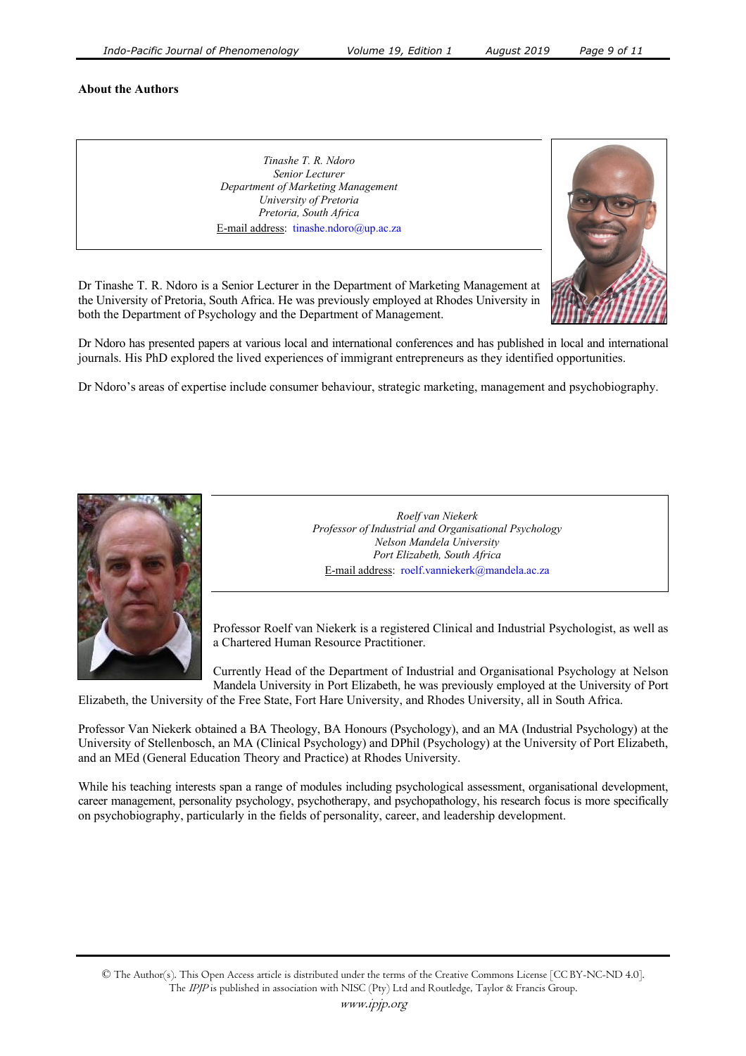**About the Authors**

*Tinashe T. R. Ndoro*
*Senior Lecturer*
*Department of Marketing Management*
*University of Pretoria*
*Pretoria, South Africa*
E-mail address: tinashe.ndoro@up.ac.za

Dr Tinashe T. R. Ndoro is a Senior Lecturer in the Department of Marketing Management at the University of Pretoria, South Africa. He was previously employed at Rhodes University in both the Department of Psychology and the Department of Management.

Dr Ndoro has presented papers at various local and international conferences and has published in local and international journals. His PhD explored the lived experiences of immigrant entrepreneurs as they identified opportunities.

Dr Ndoro's areas of expertise include consumer behaviour, strategic marketing, management and psychobiography.

*Roelf van Niekerk*
*Professor of Industrial and Organisational Psychology*
*Nelson Mandela University*
*Port Elizabeth, South Africa*
E-mail address: roelf.vanniekerk@mandela.ac.za

Professor Roelf van Niekerk is a registered Clinical and Industrial Psychologist, as well as a Chartered Human Resource Practitioner.

Currently Head of the Department of Industrial and Organisational Psychology at Nelson Mandela University in Port Elizabeth, he was previously employed at the University of Port Elizabeth, the University of the Free State, Fort Hare University, and Rhodes University, all in South Africa.

Professor Van Niekerk obtained a BA Theology, BA Honours (Psychology), and an MA (Industrial Psychology) at the University of Stellenbosch, an MA (Clinical Psychology) and DPhil (Psychology) at the University of Port Elizabeth, and an MEd (General Education Theory and Practice) at Rhodes University.

While his teaching interests span a range of modules including psychological assessment, organisational development, career management, personality psychology, psychotherapy, and psychopathology, his research focus is more specifically on psychobiography, particularly in the fields of personality, career, and leadership development.

© The Author(s). This Open Access article is distributed under the terms of the Creative Commons License [CC BY-NC-ND 4.0]. The *IPJP* is published in association with NISC (Pty) Ltd and Routledge, Taylor & Francis Group.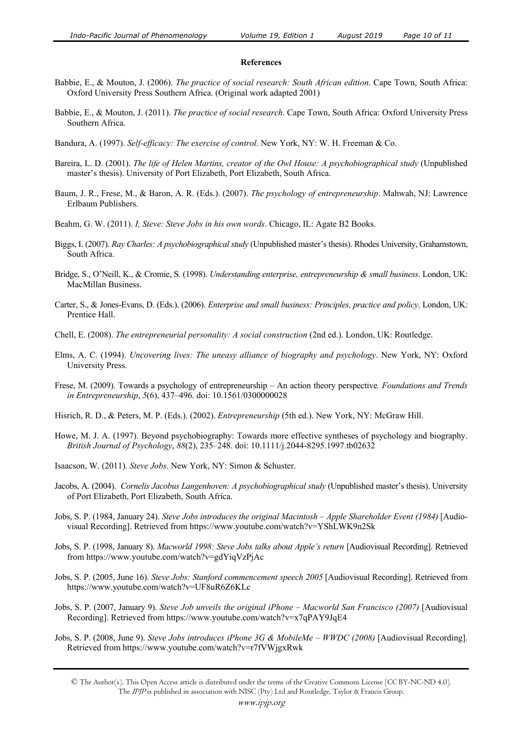**References**

Babbie, E., & Mouton, J. (2006). *The practice of social research: South African edition*. Cape Town, South Africa: Oxford University Press Southern Africa. (Original work adapted 2001)

Babbie, E., & Mouton, J. (2011). *The practice of social research*. Cape Town, South Africa: Oxford University Press Southern Africa.

Bandura, A. (1997). *Self-efficacy: The exercise of control*. New York, NY: W. H. Freeman & Co.

Bareira, L. D. (2001). *The life of Helen Martins, creator of the Owl House: A psychobiographical study* (Unpublished master's thesis). University of Port Elizabeth, Port Elizabeth, South Africa.

Baum, J. R., Frese, M., & Baron, A. R. (Eds.). (2007). *The psychology of entrepreneurship*. Mahwah, NJ: Lawrence Erlbaum Publishers.

Beahm, G. W. (2011). *I, Steve: Steve Jobs in his own words*. Chicago, IL: Agate B2 Books.

Biggs, I. (2007). *Ray Charles: A psychobiographical study* (Unpublished master's thesis). Rhodes University, Grahamstown, South Africa.

Bridge, S., O'Neill, K., & Cromie, S. (1998). *Understanding enterprise, entrepreneurship & small business*. London, UK: MacMillan Business.

Carter, S., & Jones-Evans, D. (Eds.). (2006). *Enterprise and small business: Principles, practice and policy*. London, UK: Prentice Hall.

Chell, E. (2008). *The entrepreneurial personality: A social construction* (2nd ed.). London, UK: Routledge.

Elms, A. C. (1994). *Uncovering lives: The uneasy alliance of biography and psychology*. New York, NY: Oxford University Press.

Frese, M. (2009). Towards a psychology of entrepreneurship – An action theory perspective*. Foundations and Trends in Entrepreneurship*, *5*(6), 437–496. doi: 10.1561/0300000028

Hisrich, R. D., & Peters, M. P. (Eds.). (2002). *Entrepreneurship* (5th ed.). New York, NY: McGraw Hill.

Howe, M. J. A. (1997). Beyond psychobiography: Towards more effective syntheses of psychology and biography. *British Journal of Psychology*, *88*(2), 235–248. doi: 10.1111/j.2044-8295.1997.tb02632

Isaacson, W. (2011). *Steve Jobs*. New York, NY: Simon & Schuster.

Jacobs, A. (2004). *Cornelis Jacobus Langenhoven: A psychobiographical study* (Unpublished master's thesis). University of Port Elizabeth, Port Elizabeth, South Africa.

Jobs, S. P. (1984, January 24). *Steve Jobs introduces the original Macintosh – Apple Shareholder Event (1984)* [Audiovisual Recording]. Retrieved from https://www.youtube.com/watch?v=YShLWK9n2Sk

Jobs, S. P. (1998, January 8). *Macworld 1998: Steve Jobs talks about Apple's return* [Audiovisual Recording]. Retrieved from https://www.youtube.com/watch?v=gdYiqVzPjAc

Jobs, S. P. (2005, June 16). *Steve Jobs: Stanford commencement speech 2005* [Audiovisual Recording]. Retrieved from https://www.youtube.com/watch?v=UF8uR6Z6KLc

Jobs, S. P. (2007, January 9). *Steve Job unveils the original iPhone – Macworld San Francisco (2007)* [Audiovisual Recording]. Retrieved from https://www.youtube.com/watch?v=x7qPAY9JqE4

Jobs, S. P. (2008, June 9). *Steve Jobs introduces iPhone 3G & MobileMe – WWDC (2008)* [Audiovisual Recording]. Retrieved from https://www.youtube.com/watch?v=r7fVWjgxRwk

© The Author(s). This Open Access article is distributed under the terms of the Creative Commons License [CC BY-NC-ND 4.0]. The *IPJP* is published in association with NISC (Pty) Ltd and Routledge, Taylor & Francis Group.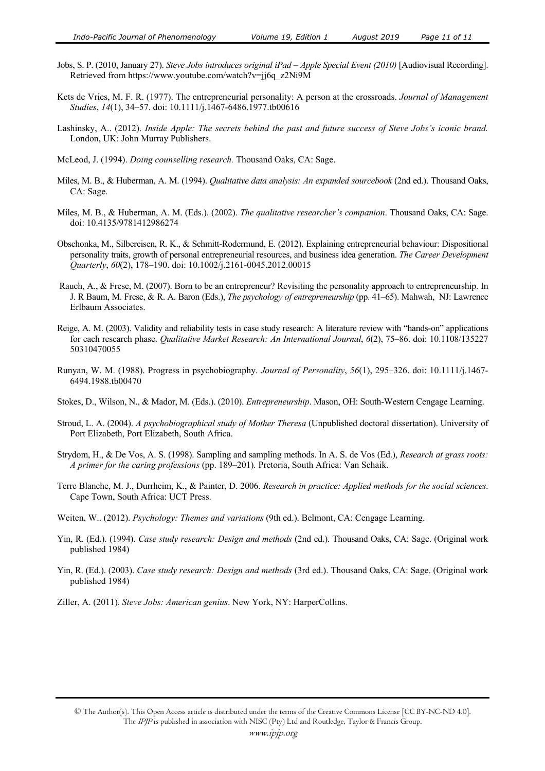Jobs, S. P. (2010, January 27). *Steve Jobs introduces original iPad – Apple Special Event (2010)* [Audiovisual Recording]. Retrieved from https://www.youtube.com/watch?v=jj6q_z2Ni9M

Kets de Vries, M. F. R. (1977). The entrepreneurial personality: A person at the crossroads. *Journal of Management Studies*, *14*(1), 34–57. doi: 10.1111/j.1467-6486.1977.tb00616

Lashinsky, A.. (2012). *Inside Apple: The secrets behind the past and future success of Steve Jobs's iconic brand.* London, UK: John Murray Publishers.

McLeod, J. (1994). *Doing counselling research.* Thousand Oaks, CA: Sage.

Miles, M. B., & Huberman, A. M. (1994). *Qualitative data analysis: An expanded sourcebook* (2nd ed.). Thousand Oaks, CA: Sage.

Miles, M. B., & Huberman, A. M. (Eds.). (2002). *The qualitative researcher's companion*. Thousand Oaks, CA: Sage. doi: 10.4135/9781412986274

Obschonka, M., Silbereisen, R. K., & Schmitt-Rodermund, E. (2012). Explaining entrepreneurial behaviour: Dispositional personality traits, growth of personal entrepreneurial resources, and business idea generation. *The Career Development Quarterly*, *60*(2), 178–190. doi: 10.1002/j.2161-0045.2012.00015

Rauch, A., & Frese, M. (2007). Born to be an entrepreneur? Revisiting the personality approach to entrepreneurship. In J. R Baum, M. Frese, & R. A. Baron (Eds.), *The psychology of entrepreneurship* (pp. 41–65). Mahwah, NJ: Lawrence Erlbaum Associates.

Reige, A. M. (2003). Validity and reliability tests in case study research: A literature review with "hands-on" applications for each research phase. *Qualitative Market Research: An International Journal*, *6*(2), 75–86. doi: 10.1108/135227 50310470055

Runyan, W. M. (1988). Progress in psychobiography. *Journal of Personality*, *56*(1), 295–326. doi: 10.1111/j.1467-6494.1988.tb00470

Stokes, D., Wilson, N., & Mador, M. (Eds.). (2010). *Entrepreneurship*. Mason, OH: South-Western Cengage Learning.

Stroud, L. A. (2004). *A psychobiographical study of Mother Theresa* (Unpublished doctoral dissertation). University of Port Elizabeth, Port Elizabeth, South Africa.

Strydom, H., & De Vos, A. S. (1998). Sampling and sampling methods. In A. S. de Vos (Ed.), *Research at grass roots: A primer for the caring professions* (pp. 189–201)*.* Pretoria, South Africa: Van Schaik.

Terre Blanche, M. J., Durrheim, K., & Painter, D. 2006. *Research in practice: Applied methods for the social sciences*. Cape Town, South Africa: UCT Press.

Weiten, W.. (2012). *Psychology: Themes and variations* (9th ed.). Belmont, CA: Cengage Learning.

Yin, R. (Ed.). (1994). *Case study research: Design and methods* (2nd ed.). Thousand Oaks, CA: Sage. (Original work published 1984)

Yin, R. (Ed.). (2003). *Case study research: Design and methods* (3rd ed.). Thousand Oaks, CA: Sage. (Original work published 1984)

Ziller, A. (2011). *Steve Jobs: American genius*. New York, NY: HarperCollins.

© The Author(s). This Open Access article is distributed under the terms of the Creative Commons License [CC BY-NC-ND 4.0]. The *IPJP* is published in association with NISC (Pty) Ltd and Routledge, Taylor & Francis Group.